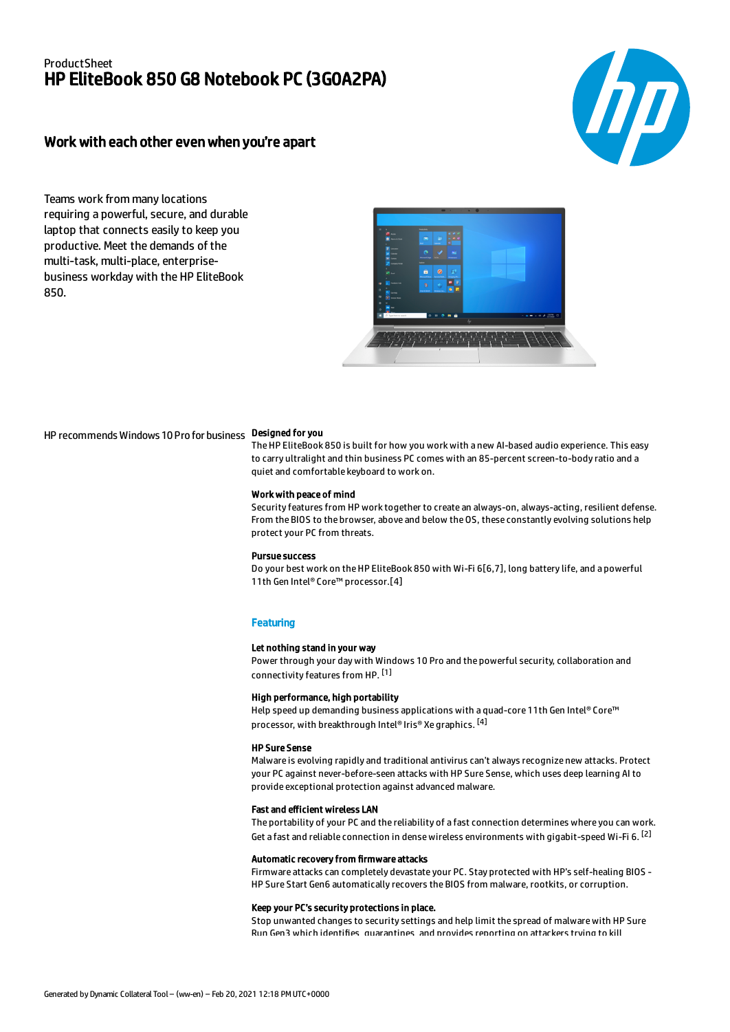ProductSheet

# HP EliteBook 850 G8 Notebook PC (3G0A2PA)

## Work with each other even when you're apart

Teams work from many locations requiring a powerful, secure, and durable laptop that connects easily to keep you productive. Meet the demands of the multi-task, multi-place, enterprise-business workday with the HP EliteBook 850.

HP recommends Windows 10 Pro for business

**Designed for you**
The HP EliteBook 850 is built for how you work with a new AI-based audio experience. This easy to carry ultralight and thin business PC comes with an 85-percent screen-to-body ratio and a quiet and comfortable keyboard to work on.

**Work with peace of mind**
Security features from HP work together to create an always-on, always-acting, resilient defense. From the BIOS to the browser, above and below the OS, these constantly evolving solutions help protect your PC from threats.

**Pursue success**
Do your best work on the HP EliteBook 850 with Wi-Fi 6[6,7], long battery life, and a powerful 11th Gen Intel® Core™ processor.[4]

## Featuring

**Let nothing stand in your way**
Power through your day with Windows 10 Pro and the powerful security, collaboration and connectivity features from HP. [1]

**High performance, high portability**
Help speed up demanding business applications with a quad-core 11th Gen Intel® Core™ processor, with breakthrough Intel® Iris® Xe graphics. [4]

**HP Sure Sense**
Malware is evolving rapidly and traditional antivirus can't always recognize new attacks. Protect your PC against never-before-seen attacks with HP Sure Sense, which uses deep learning AI to provide exceptional protection against advanced malware.

**Fast and efficient wireless LAN**
The portability of your PC and the reliability of a fast connection determines where you can work. Get a fast and reliable connection in dense wireless environments with gigabit-speed Wi-Fi 6. [2]

**Automatic recovery from firmware attacks**
Firmware attacks can completely devastate your PC. Stay protected with HP's self-healing BIOS - HP Sure Start Gen6 automatically recovers the BIOS from malware, rootkits, or corruption.

**Keep your PC's security protections in place.**
Stop unwanted changes to security settings and help limit the spread of malware with HP Sure Run Gen3 which identifies, quarantines, and provides reporting on attackers trying to kill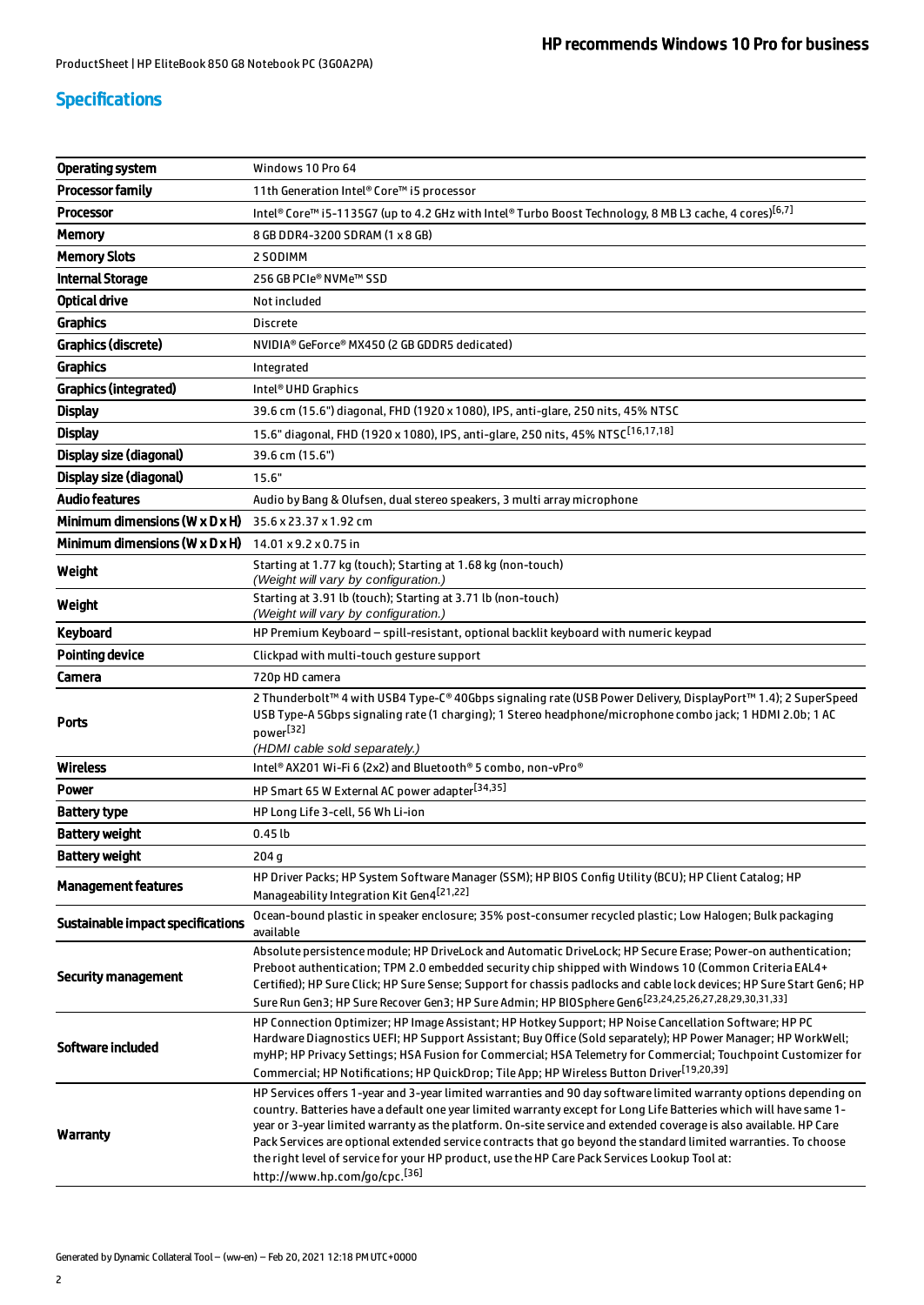ProductSheet | HP EliteBook 850 G8 Notebook PC (3G0A2PA)

## Specifications

| | |
|---|---|
| **Operating system** | Windows 10 Pro 64 |
| **Processor family** | 11th Generation Intel® Core™ i5 processor |
| **Processor** | Intel® Core™ i5-1135G7 (up to 4.2 GHz with Intel® Turbo Boost Technology, 8 MB L3 cache, 4 cores)[6,7] |
| **Memory** | 8 GB DDR4-3200 SDRAM (1 x 8 GB) |
| **Memory Slots** | 2 SODIMM |
| **Internal Storage** | 256 GB PCIe® NVMe™ SSD |
| **Optical drive** | Not included |
| **Graphics** | Discrete |
| **Graphics (discrete)** | NVIDIA® GeForce® MX450 (2 GB GDDR5 dedicated) |
| **Graphics** | Integrated |
| **Graphics (integrated)** | Intel® UHD Graphics |
| **Display** | 39.6 cm (15.6") diagonal, FHD (1920 x 1080), IPS, anti-glare, 250 nits, 45% NTSC |
| **Display** | 15.6" diagonal, FHD (1920 x 1080), IPS, anti-glare, 250 nits, 45% NTSC[16,17,18] |
| **Display size (diagonal)** | 39.6 cm (15.6") |
| **Display size (diagonal)** | 15.6" |
| **Audio features** | Audio by Bang & Olufsen, dual stereo speakers, 3 multi array microphone |
| **Minimum dimensions (W x D x H)** | 35.6 x 23.37 x 1.92 cm |
| **Minimum dimensions (W x D x H)** | 14.01 x 9.2 x 0.75 in |
| **Weight** | Starting at 1.77 kg (touch); Starting at 1.68 kg (non-touch) *(Weight will vary by configuration.)* |
| **Weight** | Starting at 3.91 lb (touch); Starting at 3.71 lb (non-touch) *(Weight will vary by configuration.)* |
| **Keyboard** | HP Premium Keyboard – spill-resistant, optional backlit keyboard with numeric keypad |
| **Pointing device** | Clickpad with multi-touch gesture support |
| **Camera** | 720p HD camera |
| **Ports** | 2 Thunderbolt™ 4 with USB4 Type-C® 40Gbps signaling rate (USB Power Delivery, DisplayPort™ 1.4); 2 SuperSpeed USB Type-A 5Gbps signaling rate (1 charging); 1 Stereo headphone/microphone combo jack; 1 HDMI 2.0b; 1 AC power[32] *(HDMI cable sold separately.)* |
| **Wireless** | Intel® AX201 Wi-Fi 6 (2x2) and Bluetooth® 5 combo, non-vPro® |
| **Power** | HP Smart 65 W External AC power adapter[34,35] |
| **Battery type** | HP Long Life 3-cell, 56 Wh Li-ion |
| **Battery weight** | 0.45 lb |
| **Battery weight** | 204 g |
| **Management features** | HP Driver Packs; HP System Software Manager (SSM); HP BIOS Config Utility (BCU); HP Client Catalog; HP Manageability Integration Kit Gen4[21,22] |
| **Sustainable impact specifications** | Ocean-bound plastic in speaker enclosure; 35% post-consumer recycled plastic; Low Halogen; Bulk packaging available |
| **Security management** | Absolute persistence module; HP DriveLock and Automatic DriveLock; HP Secure Erase; Power-on authentication; Preboot authentication; TPM 2.0 embedded security chip shipped with Windows 10 (Common Criteria EAL4+ Certified); HP Sure Click; HP Sure Sense; Support for chassis padlocks and cable lock devices; HP Sure Start Gen6; HP Sure Run Gen3; HP Sure Recover Gen3; HP Sure Admin; HP BIOSphere Gen6[23,24,25,26,27,28,29,30,31,33] |
| **Software included** | HP Connection Optimizer; HP Image Assistant; HP Hotkey Support; HP Noise Cancellation Software; HP PC Hardware Diagnostics UEFI; HP Support Assistant; Buy Office (Sold separately); HP Power Manager; HP WorkWell; myHP; HP Privacy Settings; HSA Fusion for Commercial; HSA Telemetry for Commercial; Touchpoint Customizer for Commercial; HP Notifications; HP QuickDrop; Tile App; HP Wireless Button Driver[19,20,39] |
| **Warranty** | HP Services offers 1-year and 3-year limited warranties and 90 day software limited warranty options depending on country. Batteries have a default one year limited warranty except for Long Life Batteries which will have same 1-year or 3-year limited warranty as the platform. On-site service and extended coverage is also available. HP Care Pack Services are optional extended service contracts that go beyond the standard limited warranties. To choose the right level of service for your HP product, use the HP Care Pack Services Lookup Tool at: http://www.hp.com/go/cpc.[36] |

Generated by Dynamic Collateral Tool – (ww-en) – Feb 20, 2021 12:18 PM UTC+0000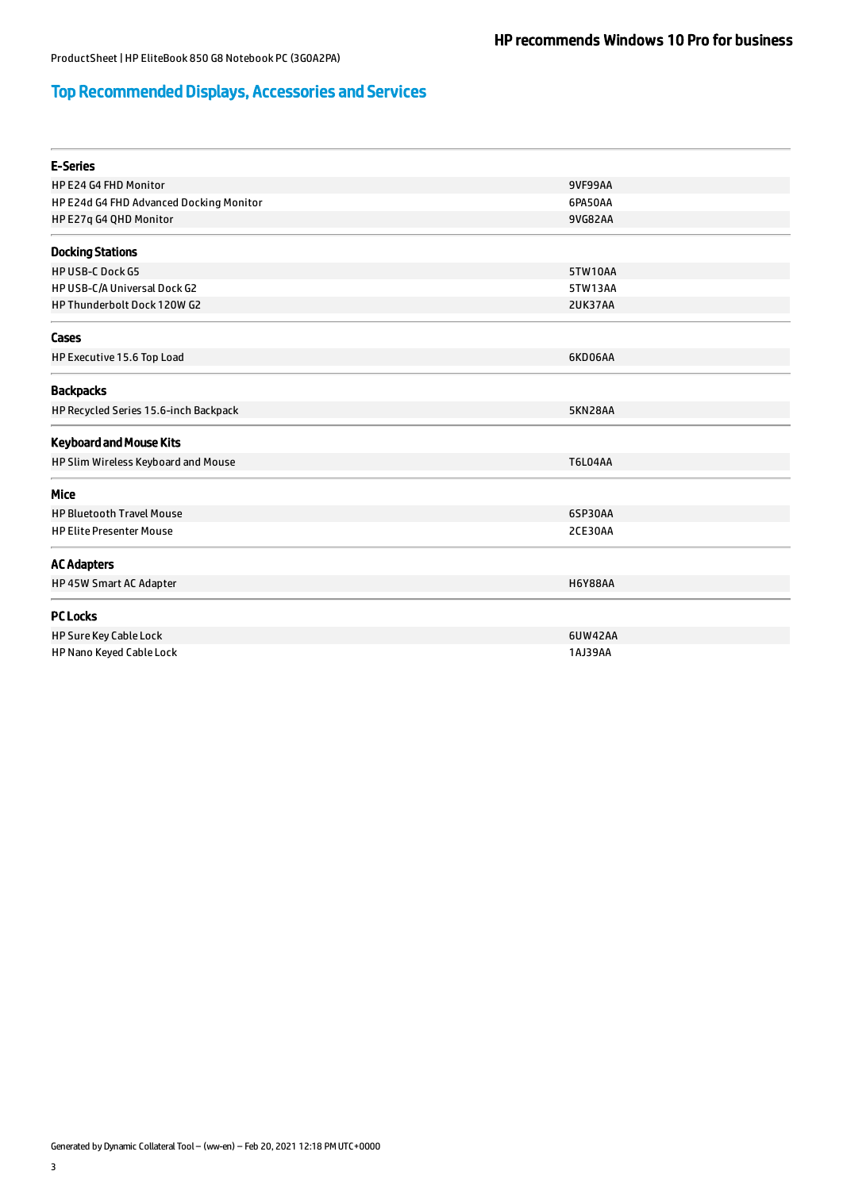# Top Recommended Displays, Accessories and Services

| E-Series | |
|---|---|
| HP E24 G4 FHD Monitor | 9VF99AA |
| HP E24d G4 FHD Advanced Docking Monitor | 6PA50AA |
| HP E27q G4 QHD Monitor | 9VG82AA |

| Docking Stations | |
|---|---|
| HP USB-C Dock G5 | 5TW10AA |
| HP USB-C/A Universal Dock G2 | 5TW13AA |
| HP Thunderbolt Dock 120W G2 | 2UK37AA |

| Cases | |
|---|---|
| HP Executive 15.6 Top Load | 6KD06AA |

| Backpacks | |
|---|---|
| HP Recycled Series 15.6-inch Backpack | 5KN28AA |

| Keyboard and Mouse Kits | |
|---|---|
| HP Slim Wireless Keyboard and Mouse | T6L04AA |

| Mice | |
|---|---|
| HP Bluetooth Travel Mouse | 6SP30AA |
| HP Elite Presenter Mouse | 2CE30AA |

| AC Adapters | |
|---|---|
| HP 45W Smart AC Adapter | H6Y88AA |

| PC Locks | |
|---|---|
| HP Sure Key Cable Lock | 6UW42AA |
| HP Nano Keyed Cable Lock | 1AJ39AA |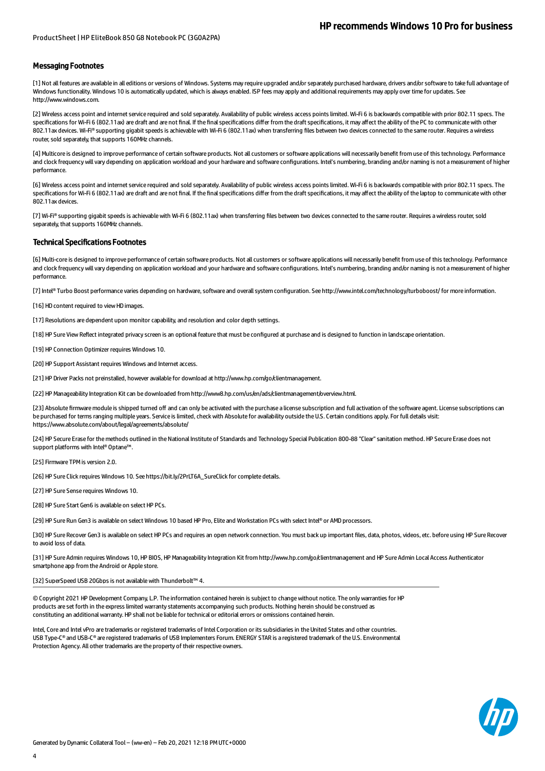## Messaging Footnotes

[1] Not all features are available in all editions or versions of Windows. Systems may require upgraded and/or separately purchased hardware, drivers and/or software to take full advantage of Windows functionality. Windows 10 is automatically updated, which is always enabled. ISP fees may apply and additional requirements may apply over time for updates. See http://www.windows.com.

[2] Wireless access point and internet service required and sold separately. Availability of public wireless access points limited. Wi-Fi 6 is backwards compatible with prior 802.11 specs. The specifications for Wi-Fi 6 (802.11ax) are draft and are not final. If the final specifications differ from the draft specifications, it may affect the ability of the PC to communicate with other 802.11ax devices. Wi-Fi® supporting gigabit speeds is achievable with Wi-Fi 6 (802.11ax) when transferring files between two devices connected to the same router. Requires a wireless router, sold separately, that supports 160MHz channels.

[4] Multicore is designed to improve performance of certain software products. Not all customers or software applications will necessarily benefit from use of this technology. Performance and clock frequency will vary depending on application workload and your hardware and software configurations. Intel's numbering, branding and/or naming is not a measurement of higher performance.

[6] Wireless access point and internet service required and sold separately. Availability of public wireless access points limited. Wi-Fi 6 is backwards compatible with prior 802.11 specs. The specifications for Wi-Fi 6 (802.11ax) are draft and are not final. If the final specifications differ from the draft specifications, it may affect the ability of the laptop to communicate with other 802.11ax devices.

[7] Wi-Fi® supporting gigabit speeds is achievable with Wi-Fi 6 (802.11ax) when transferring files between two devices connected to the same router. Requires a wireless router, sold separately, that supports 160MHz channels.

## Technical Specifications Footnotes

[6] Multi-core is designed to improve performance of certain software products. Not all customers or software applications will necessarily benefit from use of this technology. Performance and clock frequency will vary depending on application workload and your hardware and software configurations. Intel's numbering, branding and/or naming is not a measurement of higher performance.

[7] Intel® Turbo Boost performance varies depending on hardware, software and overall system configuration. See http://www.intel.com/technology/turboboost/ for more information.

[16] HD content required to view HD images.

[17] Resolutions are dependent upon monitor capability, and resolution and color depth settings.

[18] HP Sure View Reflect integrated privacy screen is an optional feature that must be configured at purchase and is designed to function in landscape orientation.

[19] HP Connection Optimizer requires Windows 10.

[20] HP Support Assistant requires Windows and Internet access.

[21] HP Driver Packs not preinstalled, however available for download at http://www.hp.com/go/clientmanagement.

[22] HP Manageability Integration Kit can be downloaded from http://www8.hp.com/us/en/ads/clientmanagement/overview.html.

[23] Absolute firmware module is shipped turned off and can only be activated with the purchase a license subscription and full activation of the software agent. License subscriptions can be purchased for terms ranging multiple years. Service is limited, check with Absolute for availability outside the U.S. Certain conditions apply. For full details visit: https://www.absolute.com/about/legal/agreements/absolute/

[24] HP Secure Erase for the methods outlined in the National Institute of Standards and Technology Special Publication 800-88 "Clear" sanitation method. HP Secure Erase does not support platforms with Intel® Optane™.

[25] Firmware TPM is version 2.0.

[26] HP Sure Click requires Windows 10. See https://bit.ly/2PrLT6A_SureClick for complete details.

[27] HP Sure Sense requires Windows 10.

[28] HP Sure Start Gen6 is available on select HP PCs.

[29] HP Sure Run Gen3 is available on select Windows 10 based HP Pro, Elite and Workstation PCs with select Intel® or AMD processors.

[30] HP Sure Recover Gen3 is available on select HP PCs and requires an open network connection. You must back up important files, data, photos, videos, etc. before using HP Sure Recover to avoid loss of data.

[31] HP Sure Admin requires Windows 10, HP BIOS, HP Manageability Integration Kit from http://www.hp.com/go/clientmanagement and HP Sure Admin Local Access Authenticator smartphone app from the Android or Apple store.

[32] SuperSpeed USB 20Gbps is not available with Thunderbolt™ 4.

© Copyright 2021 HP Development Company, L.P. The information contained herein is subject to change without notice. The only warranties for HP products are set forth in the express limited warranty statements accompanying such products. Nothing herein should be construed as constituting an additional warranty. HP shall not be liable for technical or editorial errors or omissions contained herein.

Intel, Core and Intel vPro are trademarks or registered trademarks of Intel Corporation or its subsidiaries in the United States and other countries. USB Type-C® and USB-C® are registered trademarks of USB Implementers Forum. ENERGY STAR is a registered trademark of the U.S. Environmental Protection Agency. All other trademarks are the property of their respective owners.

Generated by Dynamic Collateral Tool – (ww-en) – Feb 20, 2021 12:18 PM UTC+0000